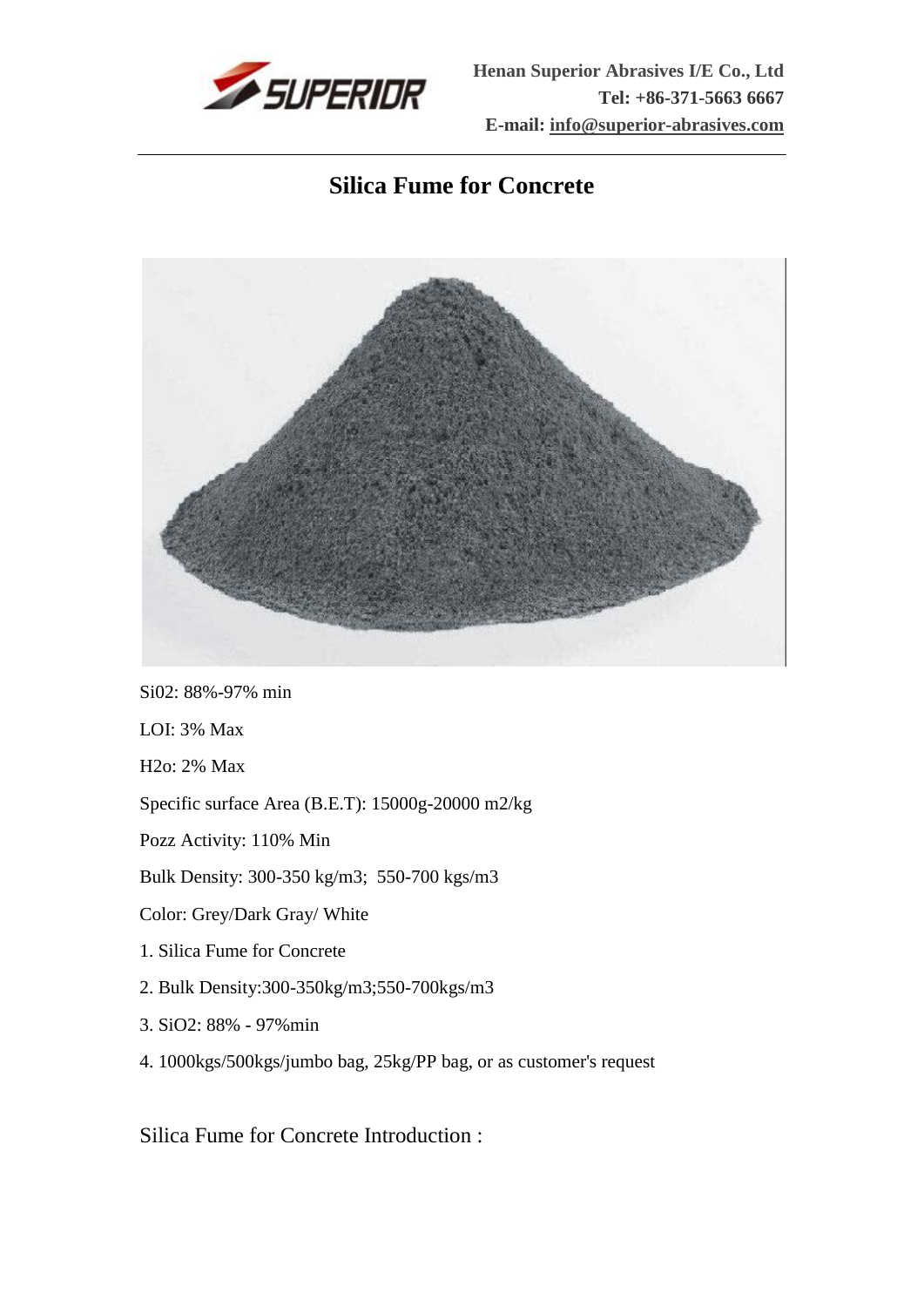Henan Superior Abrasives I/E Co., Ltd
Tel: +86-371-5663 6667
E-mail: info@superior-abrasives.com

# Silica Fume for Concrete

Si02: 88%-97% min

LOI: 3% Max

H2o: 2% Max

Specific surface Area (B.E.T): 15000g-20000 m2/kg

Pozz Activity: 110% Min

Bulk Density: 300-350 kg/m3; 550-700 kgs/m3

Color: Grey/Dark Gray/ White

1. Silica Fume for Concrete
2. Bulk Density:300-350kg/m3;550-700kgs/m3
3. SiO2: 88% - 97%min
4. 1000kgs/500kgs/jumbo bag, 25kg/PP bag, or as customer's request

Silica Fume for Concrete Introduction :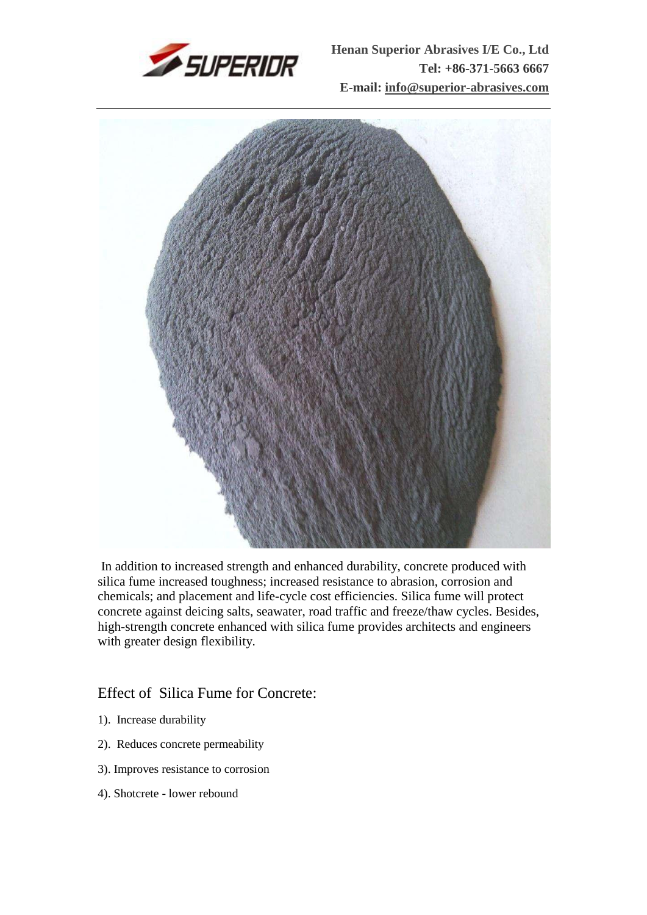In addition to increased strength and enhanced durability, concrete produced with silica fume increased toughness; increased resistance to abrasion, corrosion and chemicals; and placement and life-cycle cost efficiencies. Silica fume will protect concrete against deicing salts, seawater, road traffic and freeze/thaw cycles. Besides, high-strength concrete enhanced with silica fume provides architects and engineers with greater design flexibility.

## Effect of Silica Fume for Concrete:

1). Increase durability

2). Reduces concrete permeability

3). Improves resistance to corrosion

4). Shotcrete - lower rebound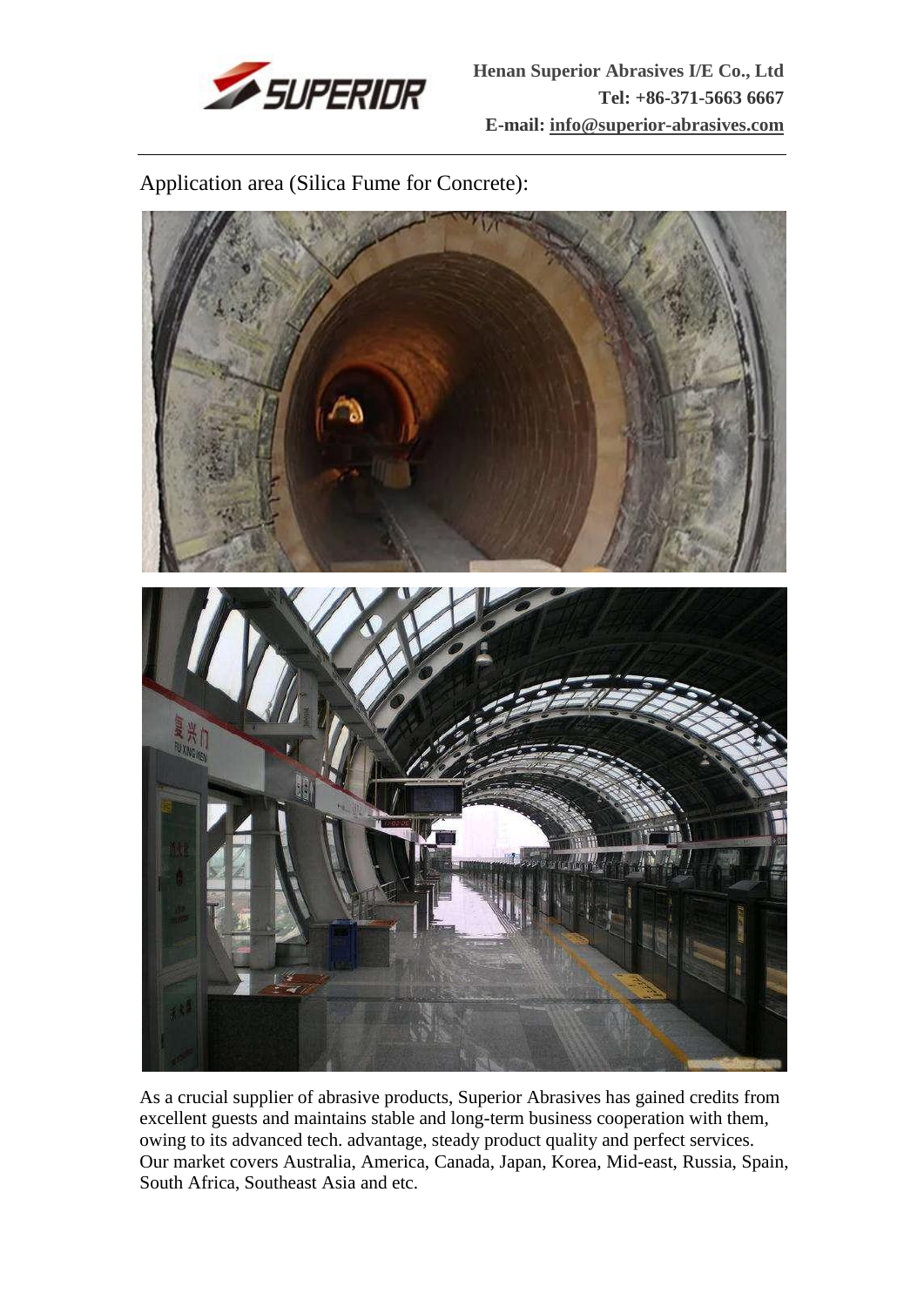Application area (Silica Fume for Concrete):

As a crucial supplier of abrasive products, Superior Abrasives has gained credits from excellent guests and maintains stable and long-term business cooperation with them, owing to its advanced tech. advantage, steady product quality and perfect services. Our market covers Australia, America, Canada, Japan, Korea, Mid-east, Russia, Spain, South Africa, Southeast Asia and etc.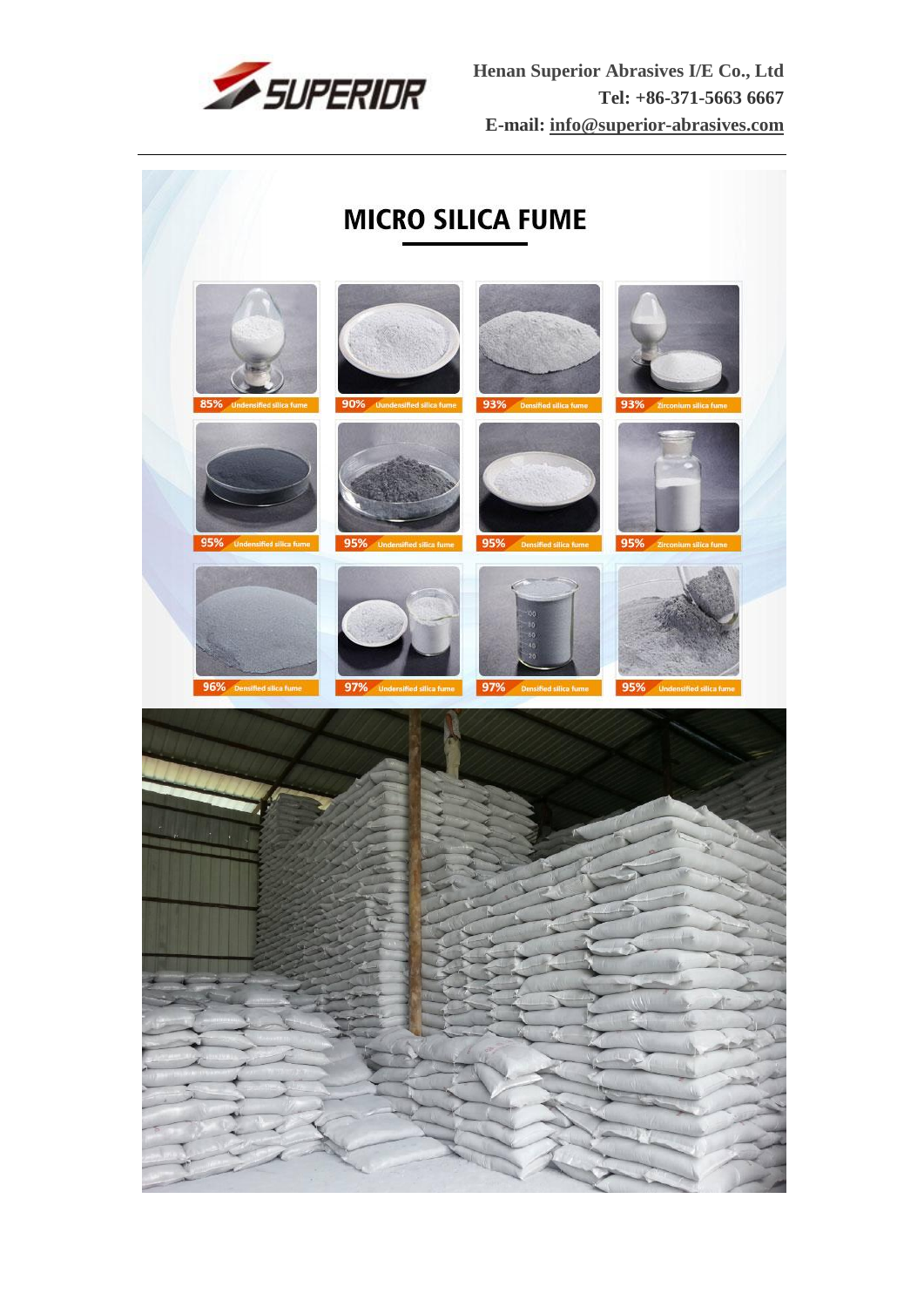# MICRO SILICA FUME

85% Undensified silica fume

90% Uundensified silica fume

93% Densified silica fume

93% Zirconium silica fume

95% Undensified silica fume

95% Undensified silica fume

95% Densified silica fume

95% Zirconium silica fume

96% Densified silica fume

97% Undensified silica fume

97% Densified silica fume

95% Undensified silica fume